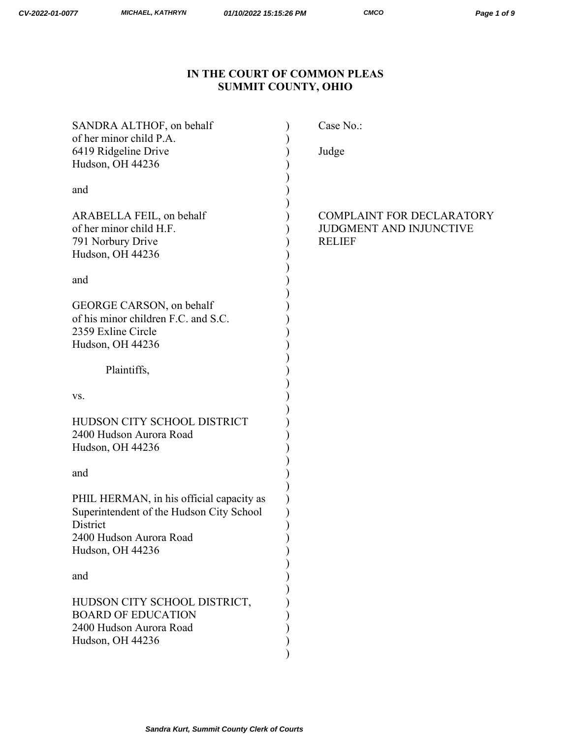**IN THE COURT OF COMMON PLEAS**
**SUMMIT COUNTY, OHIO**

SANDRA ALTHOF, on behalf of her minor child P.A.
6419 Ridgeline Drive
Hudson, OH 44236

and

ARABELLA FEIL, on behalf of her minor child H.F.
791 Norbury Drive
Hudson, OH 44236

and

GEORGE CARSON, on behalf of his minor children F.C. and S.C.
2359 Exline Circle
Hudson, OH 44236

Plaintiffs,

vs.

HUDSON CITY SCHOOL DISTRICT
2400 Hudson Aurora Road
Hudson, OH 44236

and

PHIL HERMAN, in his official capacity as Superintendent of the Hudson City School District
2400 Hudson Aurora Road
Hudson, OH 44236

and

HUDSON CITY SCHOOL DISTRICT, BOARD OF EDUCATION
2400 Hudson Aurora Road
Hudson, OH 44236

Case No.:

Judge

COMPLAINT FOR DECLARATORY JUDGMENT AND INJUNCTIVE RELIEF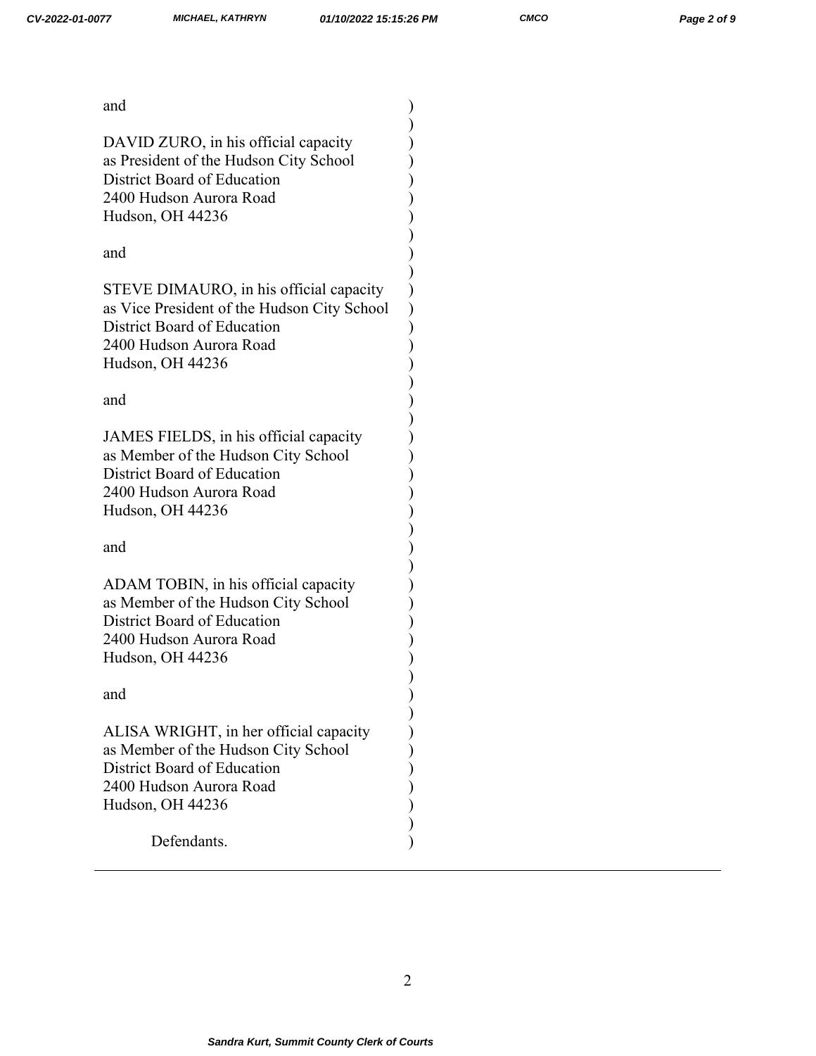and

DAVID ZURO, in his official capacity
as President of the Hudson City School
District Board of Education
2400 Hudson Aurora Road
Hudson, OH 44236

and

STEVE DIMAURO, in his official capacity
as Vice President of the Hudson City School
District Board of Education
2400 Hudson Aurora Road
Hudson, OH 44236

and

JAMES FIELDS, in his official capacity
as Member of the Hudson City School
District Board of Education
2400 Hudson Aurora Road
Hudson, OH 44236

and

ADAM TOBIN, in his official capacity
as Member of the Hudson City School
District Board of Education
2400 Hudson Aurora Road
Hudson, OH 44236

and

ALISA WRIGHT, in her official capacity
as Member of the Hudson City School
District Board of Education
2400 Hudson Aurora Road
Hudson, OH 44236

Defendants.

---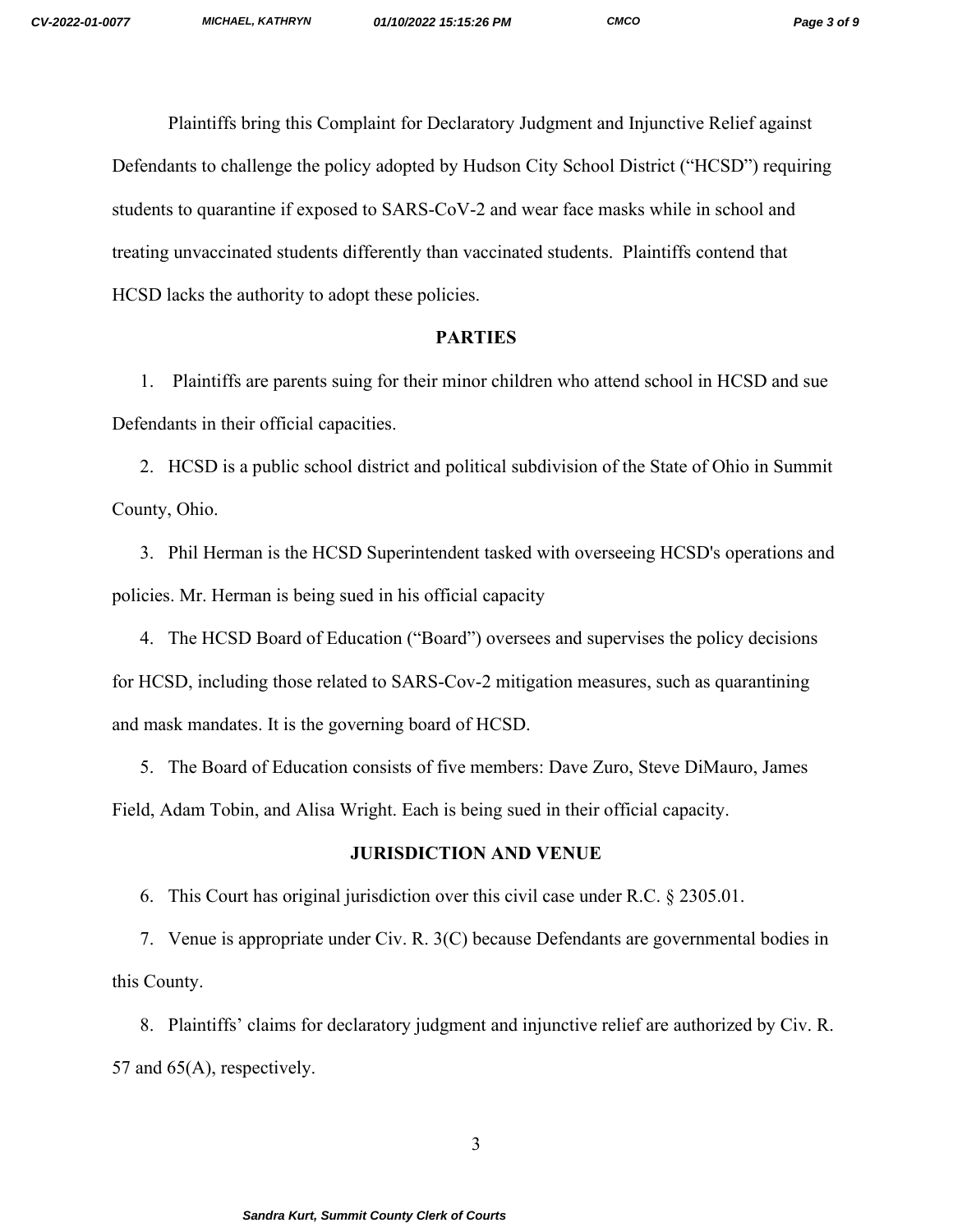Plaintiffs bring this Complaint for Declaratory Judgment and Injunctive Relief against Defendants to challenge the policy adopted by Hudson City School District ("HCSD") requiring students to quarantine if exposed to SARS-CoV-2 and wear face masks while in school and treating unvaccinated students differently than vaccinated students. Plaintiffs contend that HCSD lacks the authority to adopt these policies.

## PARTIES

1. Plaintiffs are parents suing for their minor children who attend school in HCSD and sue Defendants in their official capacities.

2. HCSD is a public school district and political subdivision of the State of Ohio in Summit County, Ohio.

3. Phil Herman is the HCSD Superintendent tasked with overseeing HCSD's operations and policies. Mr. Herman is being sued in his official capacity

4. The HCSD Board of Education ("Board") oversees and supervises the policy decisions for HCSD, including those related to SARS-Cov-2 mitigation measures, such as quarantining and mask mandates. It is the governing board of HCSD.

5. The Board of Education consists of five members: Dave Zuro, Steve DiMauro, James Field, Adam Tobin, and Alisa Wright. Each is being sued in their official capacity.

## JURISDICTION AND VENUE

6. This Court has original jurisdiction over this civil case under R.C. § 2305.01.

7. Venue is appropriate under Civ. R. 3(C) because Defendants are governmental bodies in this County.

8. Plaintiffs' claims for declaratory judgment and injunctive relief are authorized by Civ. R. 57 and 65(A), respectively.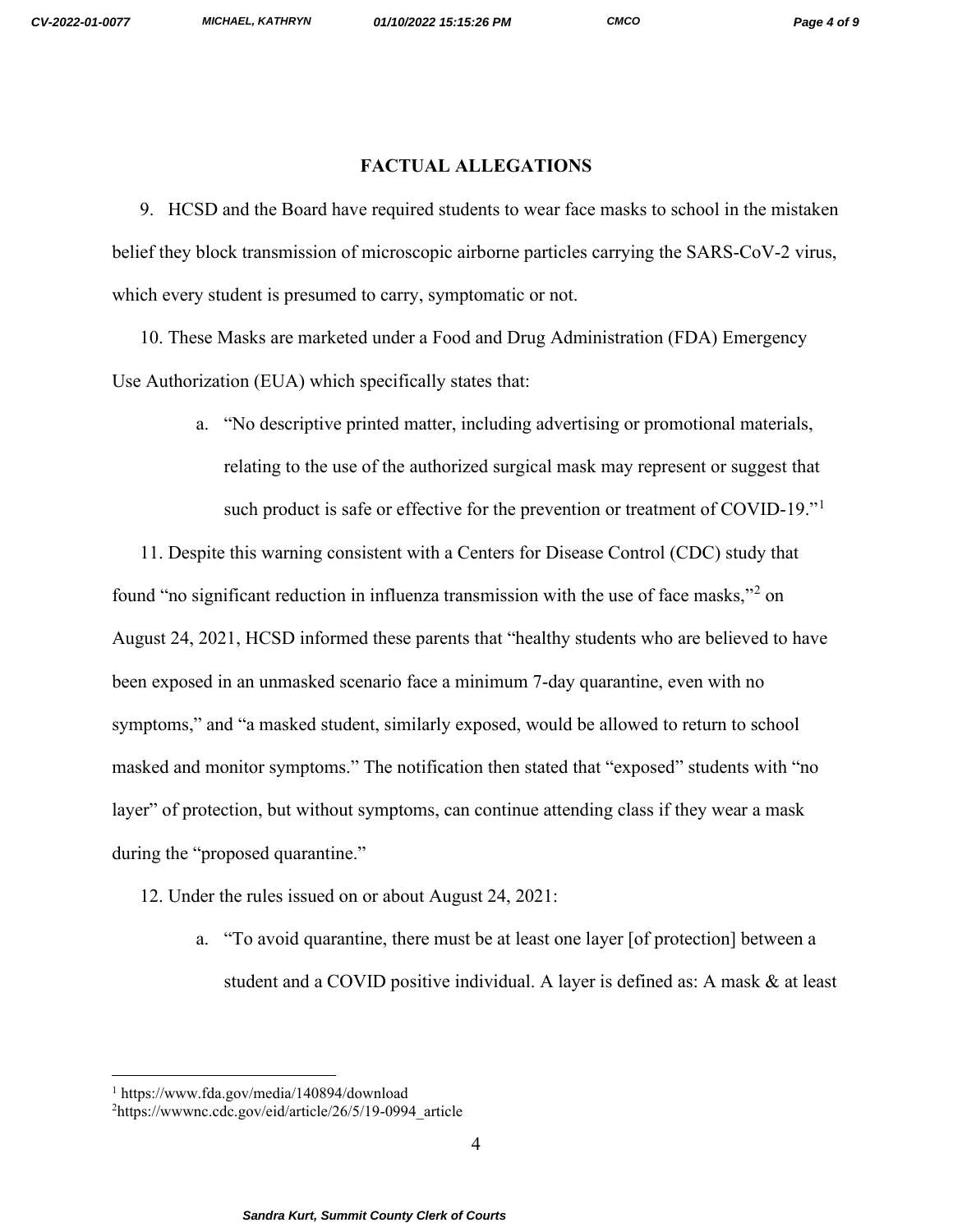## FACTUAL ALLEGATIONS

9. HCSD and the Board have required students to wear face masks to school in the mistaken belief they block transmission of microscopic airborne particles carrying the SARS-CoV-2 virus, which every student is presumed to carry, symptomatic or not.

10. These Masks are marketed under a Food and Drug Administration (FDA) Emergency Use Authorization (EUA) which specifically states that:

   a. "No descriptive printed matter, including advertising or promotional materials, relating to the use of the authorized surgical mask may represent or suggest that such product is safe or effective for the prevention or treatment of COVID-19."[1]

11. Despite this warning consistent with a Centers for Disease Control (CDC) study that found "no significant reduction in influenza transmission with the use of face masks,"[2] on August 24, 2021, HCSD informed these parents that "healthy students who are believed to have been exposed in an unmasked scenario face a minimum 7-day quarantine, even with no symptoms," and "a masked student, similarly exposed, would be allowed to return to school masked and monitor symptoms." The notification then stated that "exposed" students with "no layer" of protection, but without symptoms, can continue attending class if they wear a mask during the "proposed quarantine."

12. Under the rules issued on or about August 24, 2021:

   a. "To avoid quarantine, there must be at least one layer [of protection] between a student and a COVID positive individual. A layer is defined as: A mask & at least

---

[1] https://www.fda.gov/media/140894/download

[2] https://wwwnc.cdc.gov/eid/article/26/5/19-0994_article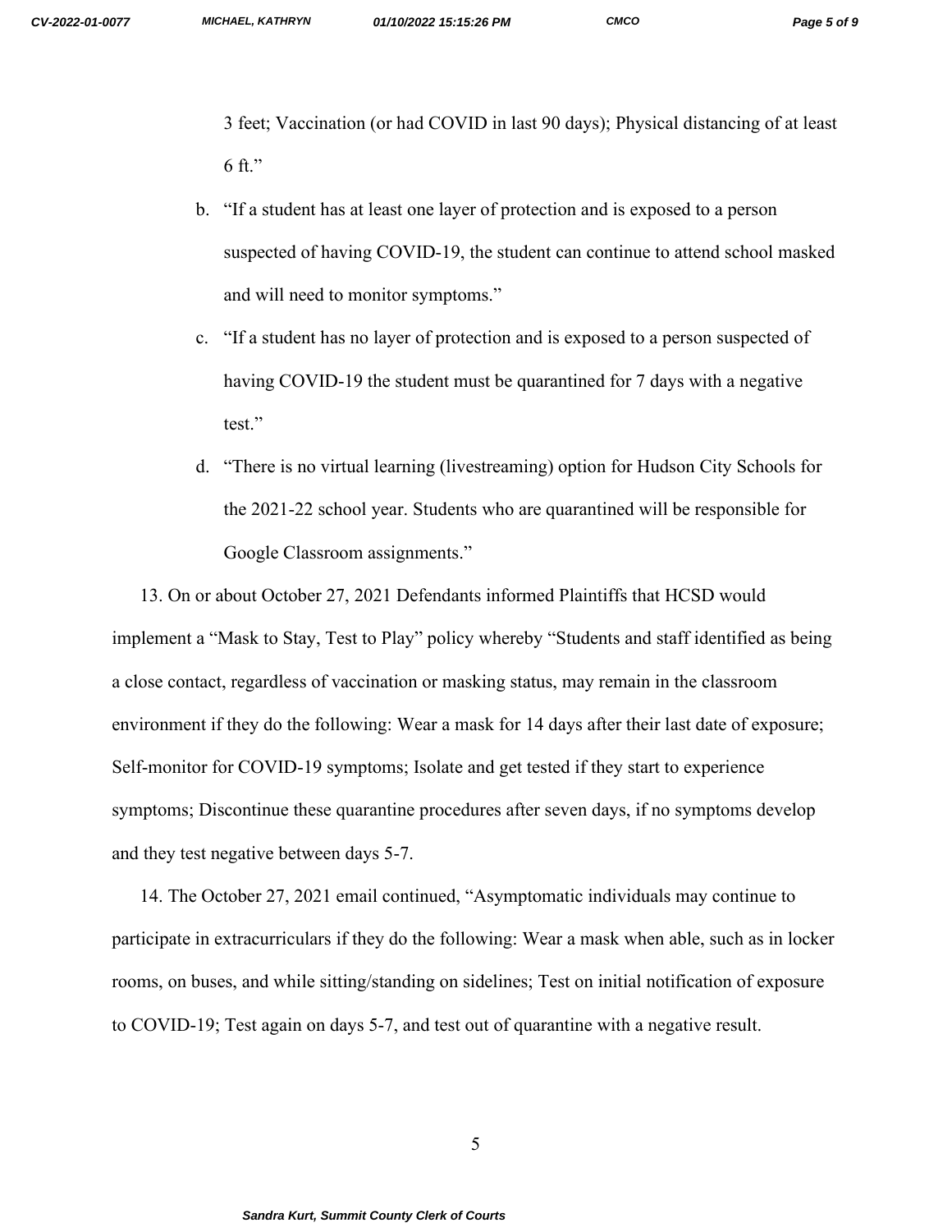3 feet; Vaccination (or had COVID in last 90 days); Physical distancing of at least 6 ft."

b. "If a student has at least one layer of protection and is exposed to a person suspected of having COVID-19, the student can continue to attend school masked and will need to monitor symptoms."

c. "If a student has no layer of protection and is exposed to a person suspected of having COVID-19 the student must be quarantined for 7 days with a negative test."

d. "There is no virtual learning (livestreaming) option for Hudson City Schools for the 2021-22 school year. Students who are quarantined will be responsible for Google Classroom assignments."

13. On or about October 27, 2021 Defendants informed Plaintiffs that HCSD would implement a "Mask to Stay, Test to Play" policy whereby "Students and staff identified as being a close contact, regardless of vaccination or masking status, may remain in the classroom environment if they do the following: Wear a mask for 14 days after their last date of exposure; Self-monitor for COVID-19 symptoms; Isolate and get tested if they start to experience symptoms; Discontinue these quarantine procedures after seven days, if no symptoms develop and they test negative between days 5-7.

14. The October 27, 2021 email continued, "Asymptomatic individuals may continue to participate in extracurriculars if they do the following: Wear a mask when able, such as in locker rooms, on buses, and while sitting/standing on sidelines; Test on initial notification of exposure to COVID-19; Test again on days 5-7, and test out of quarantine with a negative result.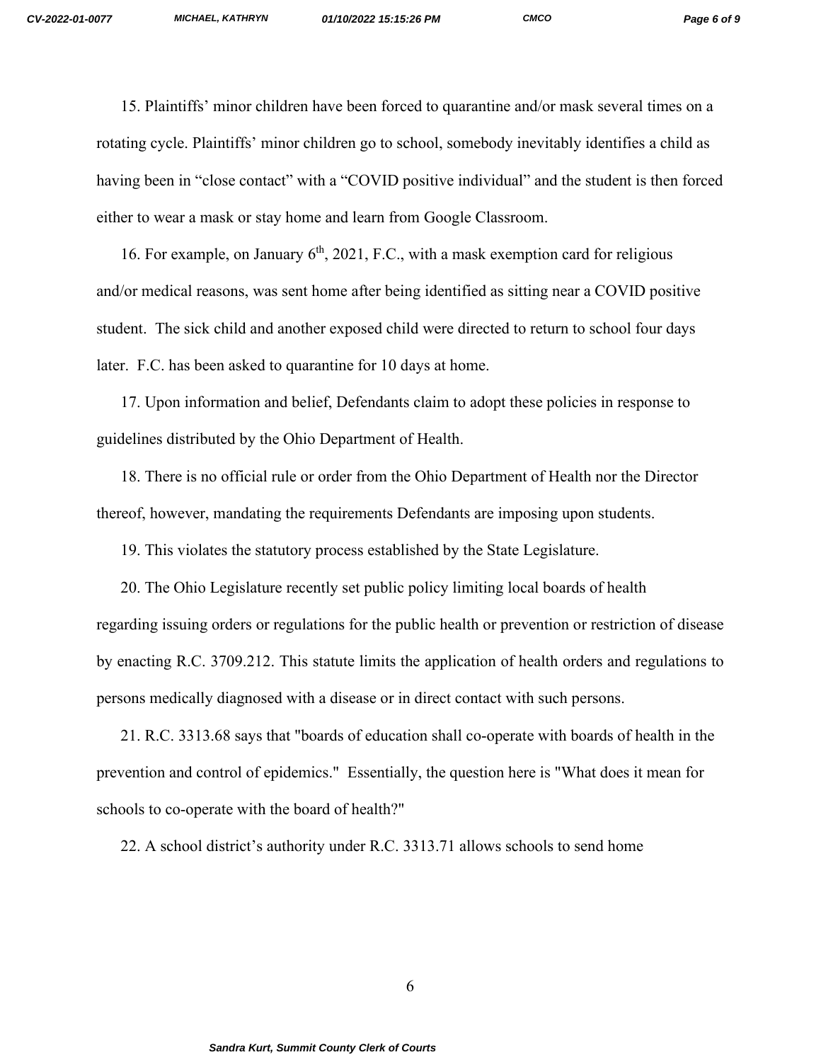15. Plaintiffs' minor children have been forced to quarantine and/or mask several times on a rotating cycle. Plaintiffs' minor children go to school, somebody inevitably identifies a child as having been in "close contact" with a "COVID positive individual" and the student is then forced either to wear a mask or stay home and learn from Google Classroom.

16. For example, on January 6th, 2021, F.C., with a mask exemption card for religious and/or medical reasons, was sent home after being identified as sitting near a COVID positive student. The sick child and another exposed child were directed to return to school four days later. F.C. has been asked to quarantine for 10 days at home.

17. Upon information and belief, Defendants claim to adopt these policies in response to guidelines distributed by the Ohio Department of Health.

18. There is no official rule or order from the Ohio Department of Health nor the Director thereof, however, mandating the requirements Defendants are imposing upon students.

19. This violates the statutory process established by the State Legislature.

20. The Ohio Legislature recently set public policy limiting local boards of health regarding issuing orders or regulations for the public health or prevention or restriction of disease by enacting R.C. 3709.212. This statute limits the application of health orders and regulations to persons medically diagnosed with a disease or in direct contact with such persons.

21. R.C. 3313.68 says that "boards of education shall co-operate with boards of health in the prevention and control of epidemics." Essentially, the question here is "What does it mean for schools to co-operate with the board of health?"

22. A school district's authority under R.C. 3313.71 allows schools to send home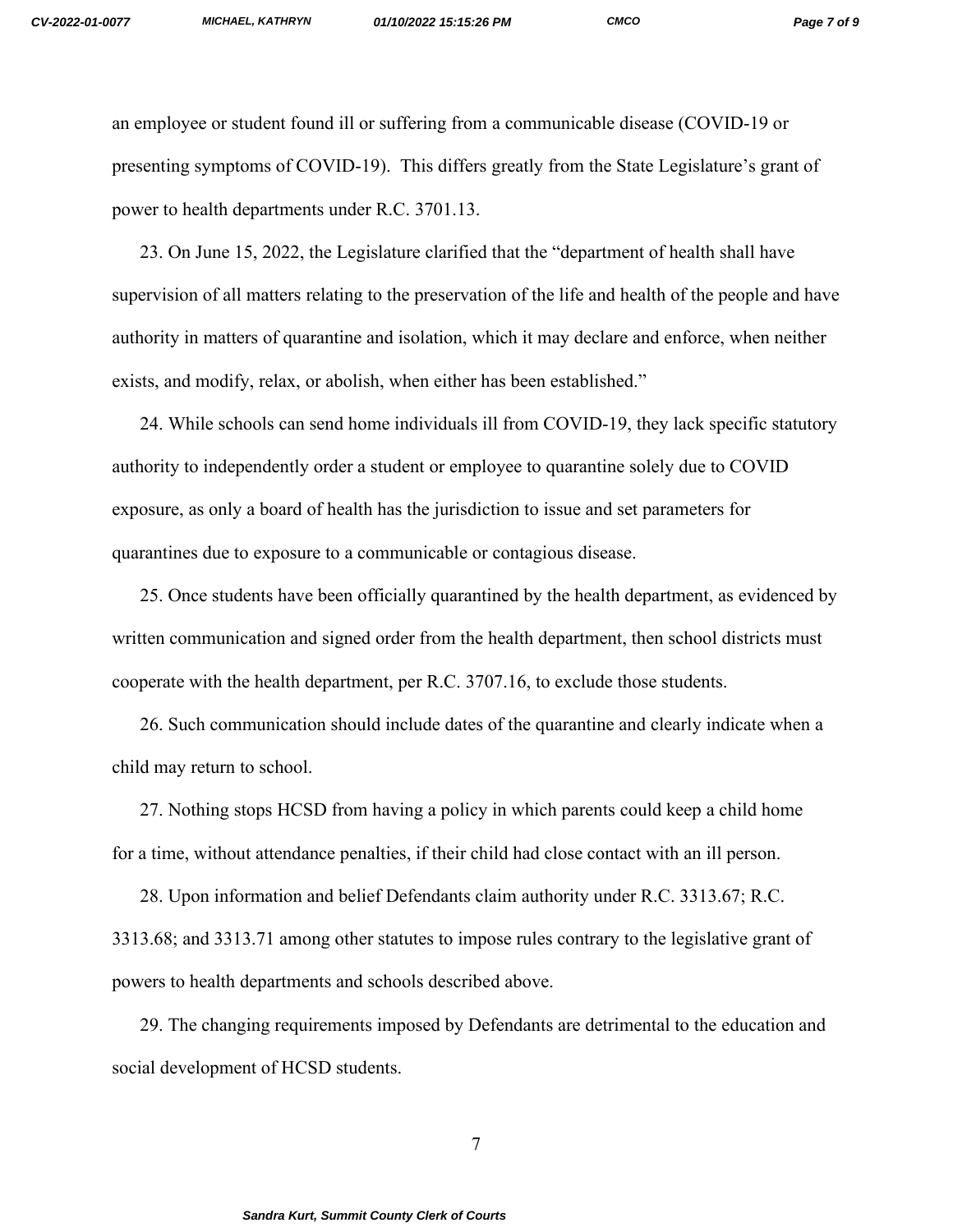an employee or student found ill or suffering from a communicable disease (COVID-19 or presenting symptoms of COVID-19). This differs greatly from the State Legislature's grant of power to health departments under R.C. 3701.13.

23. On June 15, 2022, the Legislature clarified that the "department of health shall have supervision of all matters relating to the preservation of the life and health of the people and have authority in matters of quarantine and isolation, which it may declare and enforce, when neither exists, and modify, relax, or abolish, when either has been established."

24. While schools can send home individuals ill from COVID-19, they lack specific statutory authority to independently order a student or employee to quarantine solely due to COVID exposure, as only a board of health has the jurisdiction to issue and set parameters for quarantines due to exposure to a communicable or contagious disease.

25. Once students have been officially quarantined by the health department, as evidenced by written communication and signed order from the health department, then school districts must cooperate with the health department, per R.C. 3707.16, to exclude those students.

26. Such communication should include dates of the quarantine and clearly indicate when a child may return to school.

27. Nothing stops HCSD from having a policy in which parents could keep a child home for a time, without attendance penalties, if their child had close contact with an ill person.

28. Upon information and belief Defendants claim authority under R.C. 3313.67; R.C. 3313.68; and 3313.71 among other statutes to impose rules contrary to the legislative grant of powers to health departments and schools described above.

29. The changing requirements imposed by Defendants are detrimental to the education and social development of HCSD students.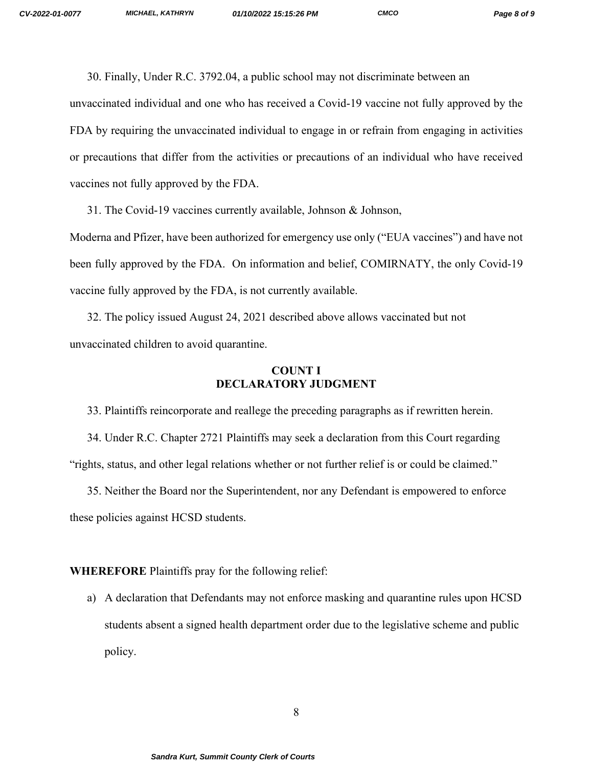30. Finally, Under R.C. 3792.04, a public school may not discriminate between an unvaccinated individual and one who has received a Covid-19 vaccine not fully approved by the FDA by requiring the unvaccinated individual to engage in or refrain from engaging in activities or precautions that differ from the activities or precautions of an individual who have received vaccines not fully approved by the FDA.

31. The Covid-19 vaccines currently available, Johnson & Johnson, Moderna and Pfizer, have been authorized for emergency use only ("EUA vaccines") and have not been fully approved by the FDA. On information and belief, COMIRNATY, the only Covid-19 vaccine fully approved by the FDA, is not currently available.

32. The policy issued August 24, 2021 described above allows vaccinated but not unvaccinated children to avoid quarantine.

## COUNT I
## DECLARATORY JUDGMENT

33. Plaintiffs reincorporate and reallege the preceding paragraphs as if rewritten herein.

34. Under R.C. Chapter 2721 Plaintiffs may seek a declaration from this Court regarding "rights, status, and other legal relations whether or not further relief is or could be claimed."

35. Neither the Board nor the Superintendent, nor any Defendant is empowered to enforce these policies against HCSD students.

**WHEREFORE** Plaintiffs pray for the following relief:

a) A declaration that Defendants may not enforce masking and quarantine rules upon HCSD students absent a signed health department order due to the legislative scheme and public policy.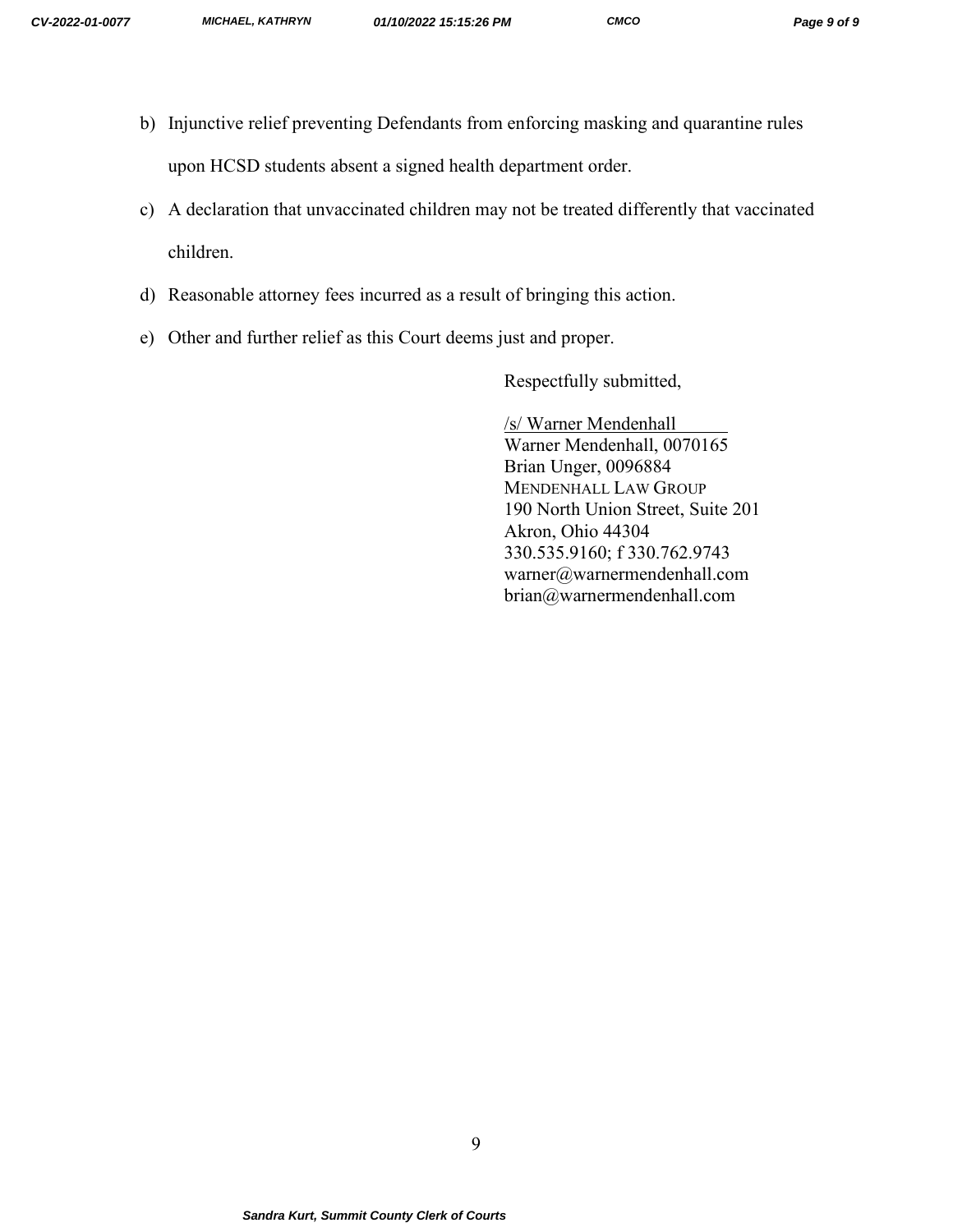b) Injunctive relief preventing Defendants from enforcing masking and quarantine rules upon HCSD students absent a signed health department order.

c) A declaration that unvaccinated children may not be treated differently that vaccinated children.

d) Reasonable attorney fees incurred as a result of bringing this action.

e) Other and further relief as this Court deems just and proper.

Respectfully submitted,

/s/ Warner Mendenhall  
Warner Mendenhall, 0070165  
Brian Unger, 0096884  
MENDENHALL LAW GROUP  
190 North Union Street, Suite 201  
Akron, Ohio 44304  
330.535.9160; f 330.762.9743  
warner@warnermendenhall.com  
brian@warnermendenhall.com